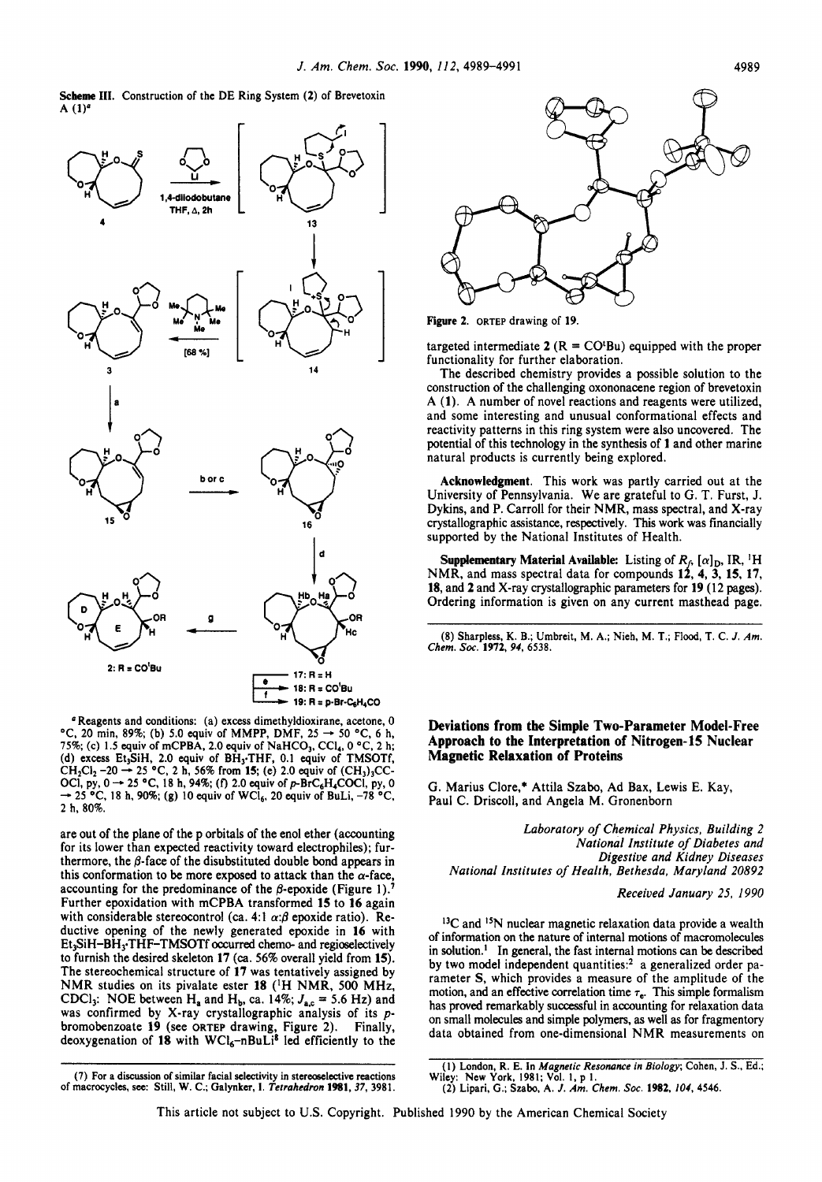Scheme III. Construction of the DE Ring System (2) of Brevetoxin A (1)[a]

[a] Reagents and conditions: (a) excess dimethyldioxirane, acetone, 0 °C, 20 min, 89%; (b) 5.0 equiv of MMPP, DMF, 25 → 50 °C, 6 h, 75%; (c) 1.5 equiv of mCPBA, 2.0 equiv of $NaHCO_3$, $CCl_4$, 0 °C, 2 h; (d) excess $Et_3SiH$, 2.0 equiv of $BH_3$·THF, 0.1 equiv of TMSOTf, $CH_2Cl_2$ −20 → 25 °C, 2 h, 56% from 15; (e) 2.0 equiv of $(CH_3)_3CC$-OCl, py, 0 → 25 °C, 18 h, 94%; (f) 2.0 equiv of p-$BrC_6H_4COCl$, py, 0 → 25 °C, 18 h, 90%; (g) 10 equiv of $WCl_6$, 20 equiv of BuLi, −78 °C, 2 h, 80%.

are out of the plane of the p orbitals of the enol ether (accounting for its lower than expected reactivity toward electrophiles); furthermore, the β-face of the disubstituted double bond appears in this conformation to be more exposed to attack than the α-face, accounting for the predominance of the β-epoxide (Figure 1).[7] Further epoxidation with mCPBA transformed 15 to 16 again with considerable stereocontrol (ca. 4:1 α:β epoxide ratio). Reductive opening of the newly generated epoxide in 16 with $Et_3SiH$–$BH_3$·THF–TMSOTf occurred chemo- and regioselectively to furnish the desired skeleton 17 (ca. 56% overall yield from 15). The stereochemical structure of 17 was tentatively assigned by NMR studies on its pivalate ester 18 ($^1H$ NMR, 500 MHz, $CDCl_3$: NOE between $H_a$ and $H_b$, ca. 14%; $J_{a,c}$ = 5.6 Hz) and was confirmed by X-ray crystallographic analysis of its p-bromobenzoate 19 (see ORTEP drawing, Figure 2). Finally, deoxygenation of 18 with $WCl_6$–nBuLi[8] led efficiently to the targeted intermediate 2 (R = CO$^t$Bu) equipped with the proper functionality for further elaboration.

Figure 2. ORTEP drawing of 19.

The described chemistry provides a possible solution to the construction of the challenging oxononacene region of brevetoxin A (1). A number of novel reactions and reagents were utilized, and some interesting and unusual conformational effects and reactivity patterns in this ring system were also uncovered. The potential of this technology in the synthesis of 1 and other marine natural products is currently being explored.

**Acknowledgment.** This work was partly carried out at the University of Pennsylvania. We are grateful to G. T. Furst, J. Dykins, and P. Carroll for their NMR, mass spectral, and X-ray crystallographic assistance, respectively. This work was financially supported by the National Institutes of Health.

**Supplementary Material Available:** Listing of $R_f$, $[\alpha]_D$, IR, $^1H$ NMR, and mass spectral data for compounds 12, 4, 3, 15, 17, 18, and 2 and X-ray crystallographic parameters for 19 (12 pages). Ordering information is given on any current masthead page.

(7) For a discussion of similar facial selectivity in stereoselective reactions of macrocycles, see: Still, W. C.; Galynker, I. *Tetrahedron* 1981, 37, 3981.

(8) Sharpless, K. B.; Umbreit, M. A.; Nieh, M. T.; Flood, T. C. *J. Am. Chem. Soc.* 1972, 94, 6538.

## Deviations from the Simple Two-Parameter Model-Free Approach to the Interpretation of Nitrogen-15 Nuclear Magnetic Relaxation of Proteins

G. Marius Clore,* Attila Szabo, Ad Bax, Lewis E. Kay, Paul C. Driscoll, and Angela M. Gronenborn

*Laboratory of Chemical Physics, Building 2*
*National Institute of Diabetes and Digestive and Kidney Diseases*
*National Institutes of Health, Bethesda, Maryland 20892*

*Received January 25, 1990*

$^{13}C$ and $^{15}N$ nuclear magnetic relaxation data provide a wealth of information on the nature of internal motions of macromolecules in solution.[1] In general, the fast internal motions can be described by two model independent quantities:[2] a generalized order parameter S, which provides a measure of the amplitude of the motion, and an effective correlation time $\tau_e$. This simple formalism has proved remarkably successful in accounting for relaxation data on small molecules and simple polymers, as well as for fragmentory data obtained from one-dimensional NMR measurements on

(1) London, R. E. In *Magnetic Resonance in Biology*; Cohen, J. S., Ed.; Wiley: New York, 1981; Vol. 1, p 1.

(2) Lipari, G.; Szabo, A. *J. Am. Chem. Soc.* 1982, 104, 4546.

This article not subject to U.S. Copyright. Published 1990 by the American Chemical Society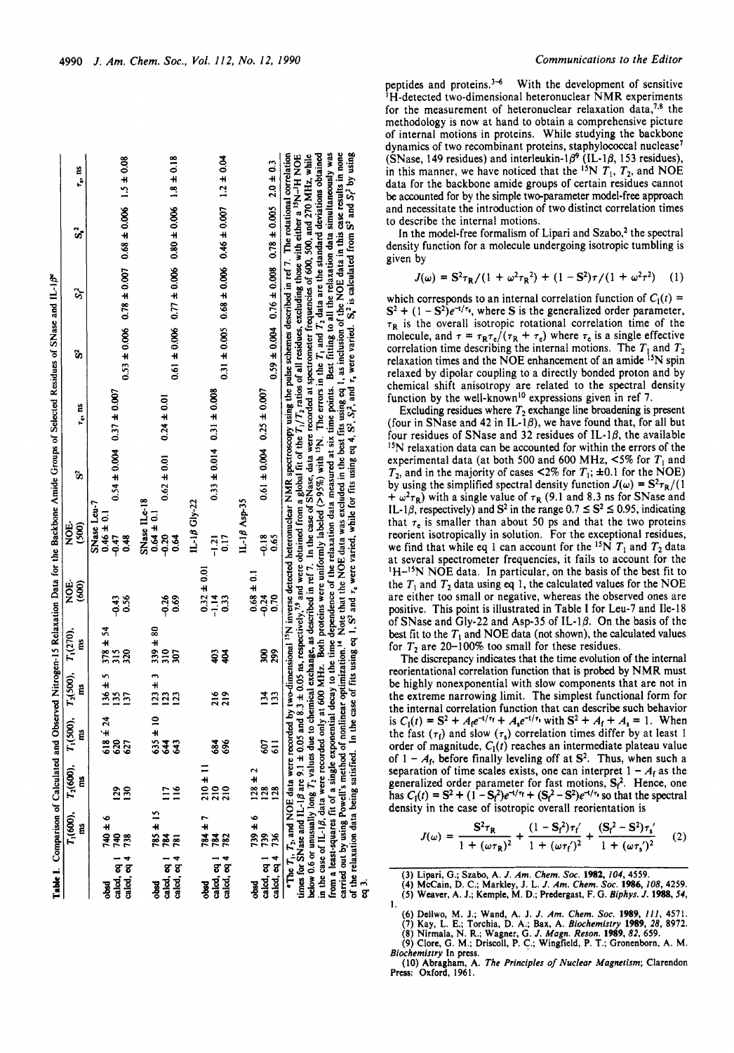**Table I.** Comparison of Calculated and Observed Nitrogen-15 Relaxation Data for the Backbone Amide Groups of Selected Residues of SNase and IL-1β[a]

| | $T_1$(600), ms | $T_2$(600), ms | $T_1$(500), ms | $T_2$(500), ms | $T_1$(270), ms | NOE (600) | NOE (500) | $S^2$ | $\tau_e$, ns | $S^2$ | $S_f^2$ | $S_s^2$ | $\tau_s$, ns |
|---|---|---|---|---|---|---|---|---|---|---|---|---|---|
| | | | | | | | SNase Leu-7 | | | | | | |
| obsd | 740 ± 6 | | 618 ± 24 | 136 ± 5 | 378 ± 54 | | 0.46 ± 0.1 | | | | | | |
| calcd, eq 1 | 740 | 129 | 620 | 135 | 315 | -0.43 | -0.47 | 0.54 ± 0.004 | 0.37 ± 0.007 | | | | |
| calcd, eq 4 | 738 | 130 | 627 | 137 | 320 | 0.56 | 0.48 | | | 0.53 ± 0.006 | 0.78 ± 0.007 | 0.68 ± 0.006 | 1.5 ± 0.08 |
| | | | | | | | SNase ILe-18 | | | | | | |
| obsd | 785 ± 15 | | 635 ± 10 | 123 ± 3 | 339 ± 80 | | 0.64 ± 0.1 | | | | | | |
| calcd, eq 1 | 784 | 117 | 644 | 123 | 310 | -0.26 | -0.20 | 0.62 ± 0.01 | 0.24 ± 0.01 | | | | |
| calcd, eq 4 | 781 | 116 | 643 | 123 | 307 | 0.69 | 0.64 | | | 0.61 ± 0.006 | 0.77 ± 0.006 | 0.80 ± 0.006 | 1.8 ± 0.18 |
| | | | | | | | IL-1β Gly-22 | | | | | | |
| obsd | 784 ± 7 | 210 ± 11 | | | | 0.32 ± 0.01 | | | | | | | |
| calcd, eq 1 | 784 | 210 | 684 | 216 | 403 | -1.14 | -1.21 | 0.33 ± 0.014 | 0.31 ± 0.008 | | | | |
| calcd, eq 4 | 782 | 210 | 696 | 219 | 404 | 0.33 | 0.17 | | | 0.31 ± 0.005 | 0.68 ± 0.006 | 0.46 ± 0.007 | 1.2 ± 0.04 |
| | | | | | | | IL-1β Asp-35 | | | | | | |
| obsd | 739 ± 6 | 128 ± 2 | | | | 0.68 ± 0.1 | | | | | | | |
| calcd, eq 1 | 739 | 128 | 607 | 134 | 300 | -0.24 | -0.18 | 0.61 ± 0.004 | 0.25 ± 0.007 | | | | |
| calcd, eq 4 | 736 | 128 | 611 | 133 | 299 | 0.70 | 0.65 | | | 0.59 ± 0.004 | 0.76 ± 0.008 | 0.78 ± 0.005 | 2.0 ± 0.3 |

[a] The $T_1$, $T_2$, and NOE data were recorded by two-dimensional $^{15}$N inverse detected heteronuclear NMR spectroscopy using the pulse schemes described in ref 7. The rotational correlation times for SNase and IL-1β are 9.1 ± 0.05 and 8.3 ± 0.05 ns, respectively,[7,9] and were obtained from a global fit of the $T_1/T_2$ ratios of all residues, excluding those with either a $^{15}$N-$^1$H NOE below 0.6 or unusually long $T_2$ values due to chemical exchange, as described in ref 7. In the case of SNase, data were recorded at spectrometer frequencies of 600, 500, and 270 MHz, while in the case of IL-1β, data were recorded only at 600 MHz. Both proteins were uniformly labeled (>95%) with $^{15}$N. The errors in the $T_1$ and $T_2$ data are the standard deviations obtained from a least-squares fit of a single exponential decay to the time dependence of the relaxation data measured at six time points. Best fitting to all the relaxation data simultaneously was carried out by using Powell's method of nonlinear optimization.[14] Note that the NOE data was excluded in the best fits using eq 1, as inclusion of the NOE data in this case results in none of the relaxation data being satisfied. In the case of fits using eq 1, $S^2$ and $\tau_e$ were varied, while for fits using eq 4, $S^2$, $S_f^2$, and $\tau_s$ were varied. $S_s^2$ is calculated from $S^2$ and $S_f^2$ by using eq 3.

peptides and proteins.[3-6] With the development of sensitive $^1$H-detected two-dimensional heteronuclear NMR experiments for the measurement of heteronuclear relaxation data,[7,8] the methodology is now at hand to obtain a comprehensive picture of internal motions in proteins. While studying the backbone dynamics of two recombinant proteins, staphylococcal nuclease[7] (SNase, 149 residues) and interleukin-1β[9] (IL-1β, 153 residues), in this manner, we have noticed that the $^{15}$N $T_1$, $T_2$, and NOE data for the backbone amide groups of certain residues cannot be accounted for by the simple two-parameter model-free approach and necessitate the introduction of two distinct correlation times to describe the internal motions.

In the model-free formalism of Lipari and Szabo,[2] the spectral density function for a molecule undergoing isotropic tumbling is given by

$$J(\omega) = S^2\tau_R/(1 + \omega^2\tau_R^2) + (1 - S^2)\tau/(1 + \omega^2\tau^2) \quad (1)$$

which corresponds to an internal correlation function of $C_I(t) = S^2 + (1 - S^2)e^{-t/\tau_e}$, where S is the generalized order parameter, $\tau_R$ is the overall isotropic rotational correlation time of the molecule, and $\tau = \tau_R\tau_e/(\tau_R + \tau_e)$ where $\tau_e$ is a single effective correlation time describing the internal motions. The $T_1$ and $T_2$ relaxation times and the NOE enhancement of an amide $^{15}$N spin relaxed by dipolar coupling to a directly bonded proton and by chemical shift anisotropy are related to the spectral density function by the well-known[10] expressions given in ref 7.

Excluding residues where $T_2$ exchange line broadening is present (four in SNase and 42 in IL-1β), we have found that, for all but four residues of SNase and 32 residues of IL-1β, the available $^{15}$N relaxation data can be accounted for within the errors of the experimental data (at both 500 and 600 MHz, <5% for $T_1$ and $T_2$, and in the majority of cases <2% for $T_1$; ±0.1 for the NOE) by using the simplified spectral density function $J(\omega) = S^2\tau_R/(1 + \omega^2\tau_R)$ with a single value of $\tau_R$ (9.1 and 8.3 ns for SNase and IL-1β, respectively) and $S^2$ in the range $0.7 \le S^2 \le 0.95$, indicating that $\tau_e$ is smaller than about 50 ps and that the two proteins reorient isotropically in solution. For the exceptional residues, we find that while eq 1 can account for the $^{15}$N $T_1$ and $T_2$ data at several spectrometer frequencies, it fails to account for the $^1$H-$^{15}$N NOE data. In particular, on the basis of the best fit to the $T_1$ and $T_2$ data using eq 1, the calculated values for the NOE are either too small or negative, whereas the observed ones are positive. This point is illustrated in Table I for Leu-7 and Ile-18 of SNase and Gly-22 and Asp-35 of IL-1β. On the basis of the best fit to the $T_1$ and NOE data (not shown), the calculated values for $T_2$ are 20–100% too small for these residues.

The discrepancy indicates that the time evolution of the internal reorientational correlation function that is probed by NMR must be highly nonexponential with slow components that are not in the extreme narrowing limit. The simplest functional form for the internal correlation function that can describe such behavior is $C_I(t) = S^2 + A_f e^{-t/\tau_f} + A_s e^{-t/\tau_s}$ with $S^2 + A_f + A_s = 1$. When the fast ($\tau_f$) and slow ($\tau_s$) correlation times differ by at least 1 order of magnitude, $C_I(t)$ reaches an intermediate plateau value of $1 - A_f$, before finally leveling off at $S^2$. Thus, when such a separation of time scales exists, one can interpret $1 - A_f$ as the generalized order parameter for fast motions, $S_f^2$. Hence, one has $C_I(t) = S^2 + (1 - S_f^2)e^{-t/\tau_f} + (S_f^2 - S^2)e^{-t/\tau_s}$ so that the spectral density in the case of isotropic overall reorientation is

$$J(\omega) = \frac{S^2\tau_R}{1 + (\omega\tau_R)^2} + \frac{(1 - S_f^2)\tau_f'}{1 + (\omega\tau_f')^2} + \frac{(S_f^2 - S^2)\tau_s'}{1 + (\omega\tau_s')^2} \quad (2)$$

(3) Lipari, G.; Szabo, A. *J. Am. Chem. Soc.* **1982**, *104*, 4559.
(4) McCain, D. C.; Markley, J. L. *J. Am. Chem. Soc.* **1986**, *108*, 4259.
(5) Weaver, A. J.; Kemple, M. D.; Predergast, F. G. *Biphys. J.* **1988**, *54*, 1.
(6) Dellwo, M. J.; Wand, A. J. *J. Am. Chem. Soc.* **1989**, *111*, 4571.
(7) Kay, L. E.; Torchia, D. A.; Bax, A. *Biochemistry* **1989**, *28*, 8972.
(8) Nirmala, N. R.; Wagner, G. *J. Magn. Reson.* **1989**, *82*, 659.
(9) Clore, G. M.; Driscoll, P. C.; Wingfield, P. T.; Gronenborn, A. M. *Biochemistry* In press.
(10) Abragham, A. *The Principles of Nuclear Magnetism*; Clarendon Press: Oxford, 1961.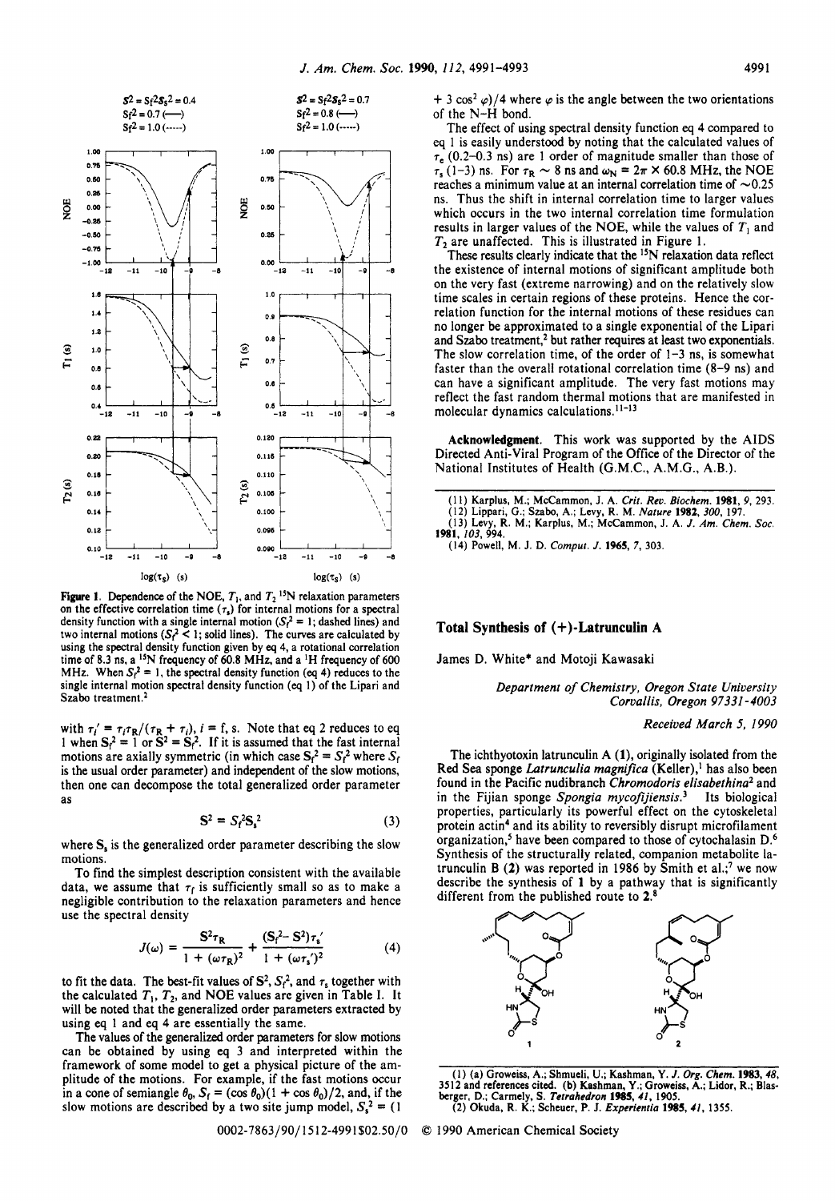$S^2 = S_f^2 S_s^2 = 0.4$
$S_f^2 = 0.7$ (——)
$S_f^2 = 1.0$ (-----)

$S^2 = S_f^2 S_s^2 = 0.7$
$S_f^2 = 0.8$ (——)
$S_f^2 = 1.0$ (-----)

NOE
1.00
0.75
0.50
0.25
0.00
−0.25
−0.50
−0.75
−1.00
−12 −11 −10 −9 −8

NOE
1.00
0.75
0.50
0.25
0.00
−12 −11 −10 −9 −8

T1 (s)
1.6
1.4
1.2
1.0
0.8
0.6
0.4
−12 −11 −10 −9 −8

T1 (s)
1.0
0.9
0.8
0.7
0.6
0.5
−12 −11 −10 −9 −8

T2 (s)
0.22
0.20
0.18
0.16
0.14
0.12
0.10
−12 −11 −10 −9 −8

T2 (s)
0.120
0.115
0.110
0.105
0.100
0.095
0.090
−12 −11 −10 −9 −8

log(τs) (s)

log(τs) (s)

**Figure 1.** Dependence of the NOE, $T_1$, and $T_2$ $^{15}N$ relaxation parameters on the effective correlation time ($\tau_s$) for internal motions for a spectral density function with a single internal motion ($S_f^2 = 1$; dashed lines) and two internal motions ($S_f^2 < 1$; solid lines). The curves are calculated by using the spectral density function given by eq 4, a rotational correlation time of 8.3 ns, a $^{15}N$ frequency of 60.8 MHz, and a $^1H$ frequency of 600 MHz. When $S_f^2 = 1$, the spectral density function (eq 4) reduces to the single internal motion spectral density function (eq 1) of the Lipari and Szabo treatment.[2]

with $\tau_i' = \tau_i\tau_R/(\tau_R + \tau_i)$, $i$ = f, s. Note that eq 2 reduces to eq 1 when $S_f^2 = 1$ or $S^2 = S_f^2$. If it is assumed that the fast internal motions are axially symmetric (in which case $S_f^2 = S_f^2$ where $S_f$ is the usual order parameter) and independent of the slow motions, then one can decompose the total generalized order parameter as

$$S^2 = S_f^2 S_s^2 \tag{3}$$

where $S_s$ is the generalized order parameter describing the slow motions.

To find the simplest description consistent with the available data, we assume that $\tau_f$ is sufficiently small so as to make a negligible contribution to the relaxation parameters and hence use the spectral density

$$J(\omega) = \frac{S^2\tau_R}{1 + (\omega\tau_R)^2} + \frac{(S_f^2 - S^2)\tau_s'}{1 + (\omega\tau_s')^2} \tag{4}$$

to fit the data. The best-fit values of $S^2$, $S_f^2$, and $\tau_s$ together with the calculated $T_1$, $T_2$, and NOE values are given in Table I. It will be noted that the generalized order parameters extracted by using eq 1 and eq 4 are essentially the same.

The values of the generalized order parameters for slow motions can be obtained by using eq 3 and interpreted within the framework of some model to get a physical picture of the amplitude of the motions. For example, if the fast motions occur in a cone of semiangle $\theta_0$, $S_f = (\cos\theta_0)(1 + \cos\theta_0)/2$, and, if the slow motions are described by a two site jump model, $S_s^2 = (1 + 3\cos^2\varphi)/4$ where $\varphi$ is the angle between the two orientations of the N–H bond.

The effect of using spectral density function eq 4 compared to eq 1 is easily understood by noting that the calculated values of $\tau_e$ (0.2–0.3 ns) are 1 order of magnitude smaller than those of $\tau_s$ (1–3) ns. For $\tau_R \sim 8$ ns and $\omega_N = 2\pi \times 60.8$ MHz, the NOE reaches a minimum value at an internal correlation time of ~0.25 ns. Thus the shift in internal correlation time to larger values which occurs in the two internal correlation time formulation results in larger values of the NOE, while the values of $T_1$ and $T_2$ are unaffected. This is illustrated in Figure 1.

These results clearly indicate that the $^{15}N$ relaxation data reflect the existence of internal motions of significant amplitude both on the very fast (extreme narrowing) and on the relatively slow time scales in certain regions of these proteins. Hence the correlation function for the internal motions of these residues can no longer be approximated to a single exponential of the Lipari and Szabo treatment,[2] but rather requires at least two exponentials. The slow correlation time, of the order of 1–3 ns, is somewhat faster than the overall rotational correlation time (8–9 ns) and can have a significant amplitude. The very fast motions may reflect the fast random thermal motions that are manifested in molecular dynamics calculations.[11-13]

**Acknowledgment.** This work was supported by the AIDS Directed Anti-Viral Program of the Office of the Director of the National Institutes of Health (G.M.C., A.M.G., A.B.).

(11) Karplus, M.; McCammon, J. A. *Crit. Rev. Biochem.* **1981**, *9*, 293.
(12) Lippari, G.; Szabo, A.; Levy, R. M. *Nature* **1982**, *300*, 197.
(13) Levy, R. M.; Karplus, M.; McCammon, J. A. *J. Am. Chem. Soc.* **1981**, *103*, 994.
(14) Powell, M. J. D. *Comput. J.* **1965**, *7*, 303.

## Total Synthesis of (+)-Latrunculin A

James D. White* and Motoji Kawasaki

*Department of Chemistry, Oregon State University*
*Corvallis, Oregon 97331-4003*

*Received March 5, 1990*

The ichthyotoxin latrunculin A (**1**), originally isolated from the Red Sea sponge *Latrunculia magnifica* (Keller),[1] has also been found in the Pacific nudibranch *Chromodoris elisabethina*[2] and in the Fijian sponge *Spongia mycofijiensis*.[3] Its biological properties, particularly its powerful effect on the cytoskeletal protein actin[4] and its ability to reversibly disrupt microfilament organization,[5] have been compared to those of cytochalasin D.[6] Synthesis of the structurally related, companion metabolite latrunculin B (**2**) was reported in 1986 by Smith et al.;[7] we now describe the synthesis of **1** by a pathway that is significantly different from the published route to **2**.[8]

O OH H HN S O O O **1**

O OH H HN S O O O **2**

(1) (a) Groweiss, A.; Shmueli, U.; Kashman, Y. *J. Org. Chem.* **1983**, *48*, 3512 and references cited. (b) Kashman, Y.; Groweiss, A.; Lidor, R.; Blasberger, D.; Carmely, S. *Tetrahedron* **1985**, *41*, 1905.
(2) Okuda, R. K.; Scheuer, P. J. *Experientia* **1985**, *41*, 1355.

0002-7863/90/1512-4991$02.50/0 © 1990 American Chemical Society